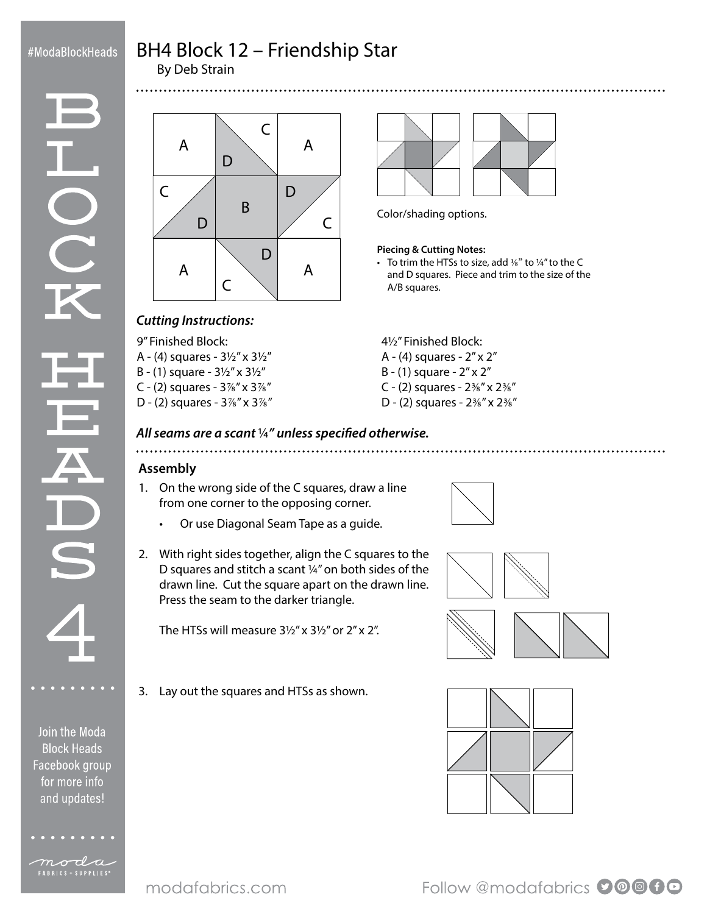# BH4 Block 12 – Friendship Star

By Deb Strain

Color/shading options.

**Piecing & Cutting Notes:**

- To trim the HTSs to size, add ⅛" to ¼" to the C and D squares. Piece and trim to the size of the A/B squares.

### *Cutting Instructions:*

9" Finished Block:
A - (4) squares - 3½" x 3½"
B - (1) square - 3½" x 3½"
C - (2) squares - 3⅞" x 3⅞"
D - (2) squares - 3⅞" x 3⅞"

4½" Finished Block:
A - (4) squares - 2" x 2"
B - (1) square - 2" x 2"
C - (2) squares - 2⅜" x 2⅜"
D - (2) squares - 2⅜" x 2⅜"

***All seams are a scant ¼" unless specified otherwise.***

### Assembly

1. On the wrong side of the C squares, draw a line from one corner to the opposing corner.
   - Or use Diagonal Seam Tape as a guide.
2. With right sides together, align the C squares to the D squares and stitch a scant ¼" on both sides of the drawn line. Cut the square apart on the drawn line. Press the seam to the darker triangle.

   The HTSs will measure 3½" x 3½" or 2" x 2".
3. Lay out the squares and HTSs as shown.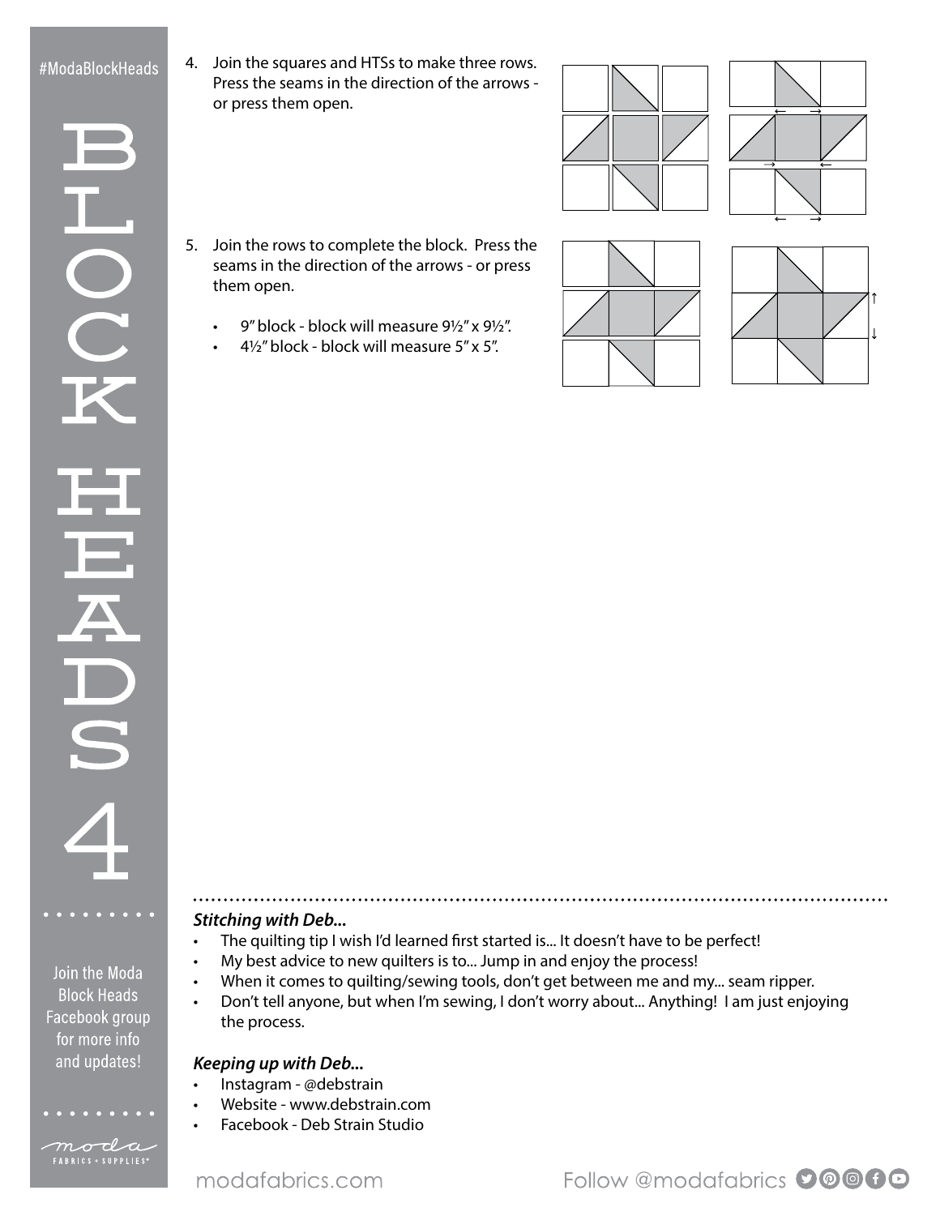4. Join the squares and HTSs to make three rows. Press the seams in the direction of the arrows - or press them open.

5. Join the rows to complete the block. Press the seams in the direction of the arrows - or press them open.

   - 9" block - block will measure 9½" x 9½".
   - 4½" block - block will measure 5" x 5".

***Stitching with Deb...***

- The quilting tip I wish I'd learned first started is... It doesn't have to be perfect!
- My best advice to new quilters is to... Jump in and enjoy the process!
- When it comes to quilting/sewing tools, don't get between me and my... seam ripper.
- Don't tell anyone, but when I'm sewing, I don't worry about... Anything! I am just enjoying the process.

***Keeping up with Deb...***

- Instagram - @debstrain
- Website - www.debstrain.com
- Facebook - Deb Strain Studio

#ModaBlockHeads

BLOCK HEADS 4

Join the Moda Block Heads Facebook group for more info and updates!

moda FABRICS + SUPPLIES

modafabrics.com

Follow @modafabrics